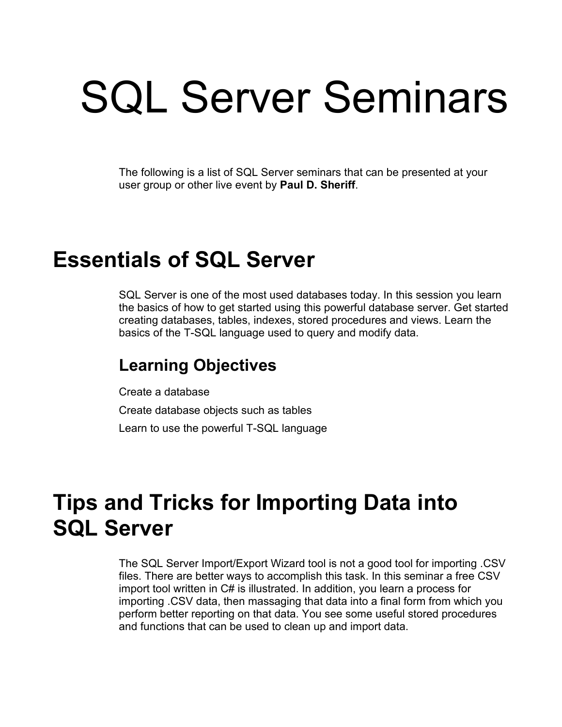# SQL Server Seminars

The following is a list of SQL Server seminars that can be presented at your user group or other live event by **Paul D. Sheriff**.

## Essentials of SQL Server

SQL Server is one of the most used databases today. In this session you learn the basics of how to get started using this powerful database server. Get started creating databases, tables, indexes, stored procedures and views. Learn the basics of the T-SQL language used to query and modify data.

### Learning Objectives

Create a database

Create database objects such as tables

Learn to use the powerful T-SQL language

## Tips and Tricks for Importing Data into SQL Server

The SQL Server Import/Export Wizard tool is not a good tool for importing .CSV files. There are better ways to accomplish this task. In this seminar a free CSV import tool written in C# is illustrated. In addition, you learn a process for importing .CSV data, then massaging that data into a final form from which you perform better reporting on that data. You see some useful stored procedures and functions that can be used to clean up and import data.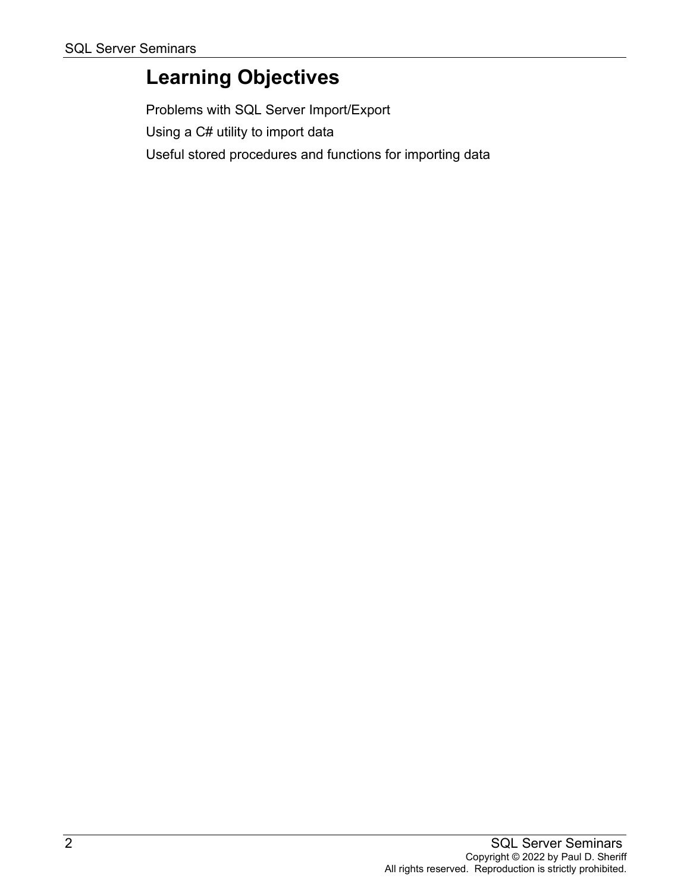## Learning Objectives

Problems with SQL Server Import/Export

Using a C# utility to import data

Useful stored procedures and functions for importing data